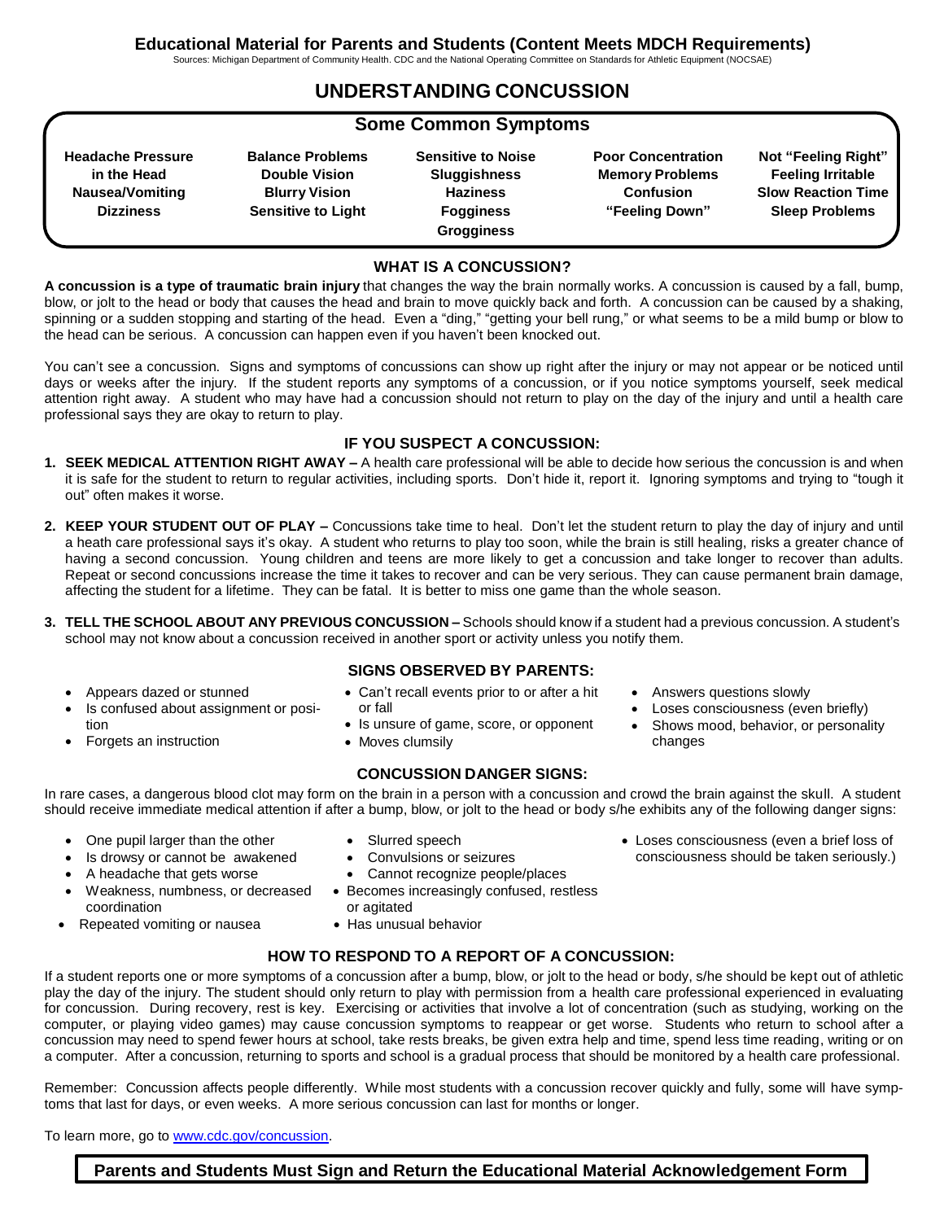**Educational Material for Parents and Students (Content Meets MDCH Requirements)**

Sources: Michigan Department of Community Health. CDC and the National Operating Committee on Standards for Athletic Equipment (NOCSAE)

# UNDERSTANDING CONCUSSION

## Some Common Symptoms

| | | | | |
|---|---|---|---|---|
| **Headache Pressure in the Head** | **Balance Problems** | **Sensitive to Noise** | **Poor Concentration** | **Not "Feeling Right"** |
| **Nausea/Vomiting** | **Double Vision** | **Sluggishness** | **Memory Problems** | **Feeling Irritable** |
| **Dizziness** | **Blurry Vision** | **Haziness** | **Confusion** | **Slow Reaction Time** |
| | **Sensitive to Light** | **Fogginess** | **"Feeling Down"** | **Sleep Problems** |
| | | **Grogginess** | | |

## WHAT IS A CONCUSSION?

**A concussion is a type of traumatic brain injury** that changes the way the brain normally works. A concussion is caused by a fall, bump, blow, or jolt to the head or body that causes the head and brain to move quickly back and forth. A concussion can be caused by a shaking, spinning or a sudden stopping and starting of the head. Even a "ding," "getting your bell rung," or what seems to be a mild bump or blow to the head can be serious. A concussion can happen even if you haven't been knocked out.

You can't see a concussion. Signs and symptoms of concussions can show up right after the injury or may not appear or be noticed until days or weeks after the injury. If the student reports any symptoms of a concussion, or if you notice symptoms yourself, seek medical attention right away. A student who may have had a concussion should not return to play on the day of the injury and until a health care professional says they are okay to return to play.

## IF YOU SUSPECT A CONCUSSION:

1. **SEEK MEDICAL ATTENTION RIGHT AWAY –** A health care professional will be able to decide how serious the concussion is and when it is safe for the student to return to regular activities, including sports. Don't hide it, report it. Ignoring symptoms and trying to "tough it out" often makes it worse.
2. **KEEP YOUR STUDENT OUT OF PLAY –** Concussions take time to heal. Don't let the student return to play the day of injury and until a heath care professional says it's okay. A student who returns to play too soon, while the brain is still healing, risks a greater chance of having a second concussion. Young children and teens are more likely to get a concussion and take longer to recover than adults. Repeat or second concussions increase the time it takes to recover and can be very serious. They can cause permanent brain damage, affecting the student for a lifetime. They can be fatal. It is better to miss one game than the whole season.
3. **TELL THE SCHOOL ABOUT ANY PREVIOUS CONCUSSION –** Schools should know if a student had a previous concussion. A student's school may not know about a concussion received in another sport or activity unless you notify them.

## SIGNS OBSERVED BY PARENTS:

- Appears dazed or stunned
- Is confused about assignment or position
- Forgets an instruction
- Can't recall events prior to or after a hit or fall
- Is unsure of game, score, or opponent
- Moves clumsily
- Answers questions slowly
- Loses consciousness (even briefly)
- Shows mood, behavior, or personality changes

## CONCUSSION DANGER SIGNS:

In rare cases, a dangerous blood clot may form on the brain in a person with a concussion and crowd the brain against the skull. A student should receive immediate medical attention if after a bump, blow, or jolt to the head or body s/he exhibits any of the following danger signs:

- One pupil larger than the other
- Is drowsy or cannot be awakened
- A headache that gets worse
- Weakness, numbness, or decreased coordination
- Repeated vomiting or nausea
- Slurred speech
- Convulsions or seizures
- Cannot recognize people/places
- Becomes increasingly confused, restless or agitated
- Has unusual behavior
- Loses consciousness (even a brief loss of consciousness should be taken seriously.)

## HOW TO RESPOND TO A REPORT OF A CONCUSSION:

If a student reports one or more symptoms of a concussion after a bump, blow, or jolt to the head or body, s/he should be kept out of athletic play the day of the injury. The student should only return to play with permission from a health care professional experienced in evaluating for concussion. During recovery, rest is key. Exercising or activities that involve a lot of concentration (such as studying, working on the computer, or playing video games) may cause concussion symptoms to reappear or get worse. Students who return to school after a concussion may need to spend fewer hours at school, take rests breaks, be given extra help and time, spend less time reading, writing or on a computer. After a concussion, returning to sports and school is a gradual process that should be monitored by a health care professional.

Remember: Concussion affects people differently. While most students with a concussion recover quickly and fully, some will have symptoms that last for days, or even weeks. A more serious concussion can last for months or longer.

To learn more, go to [www.cdc.gov/concussion](www.cdc.gov/concussion).

**Parents and Students Must Sign and Return the Educational Material Acknowledgement Form**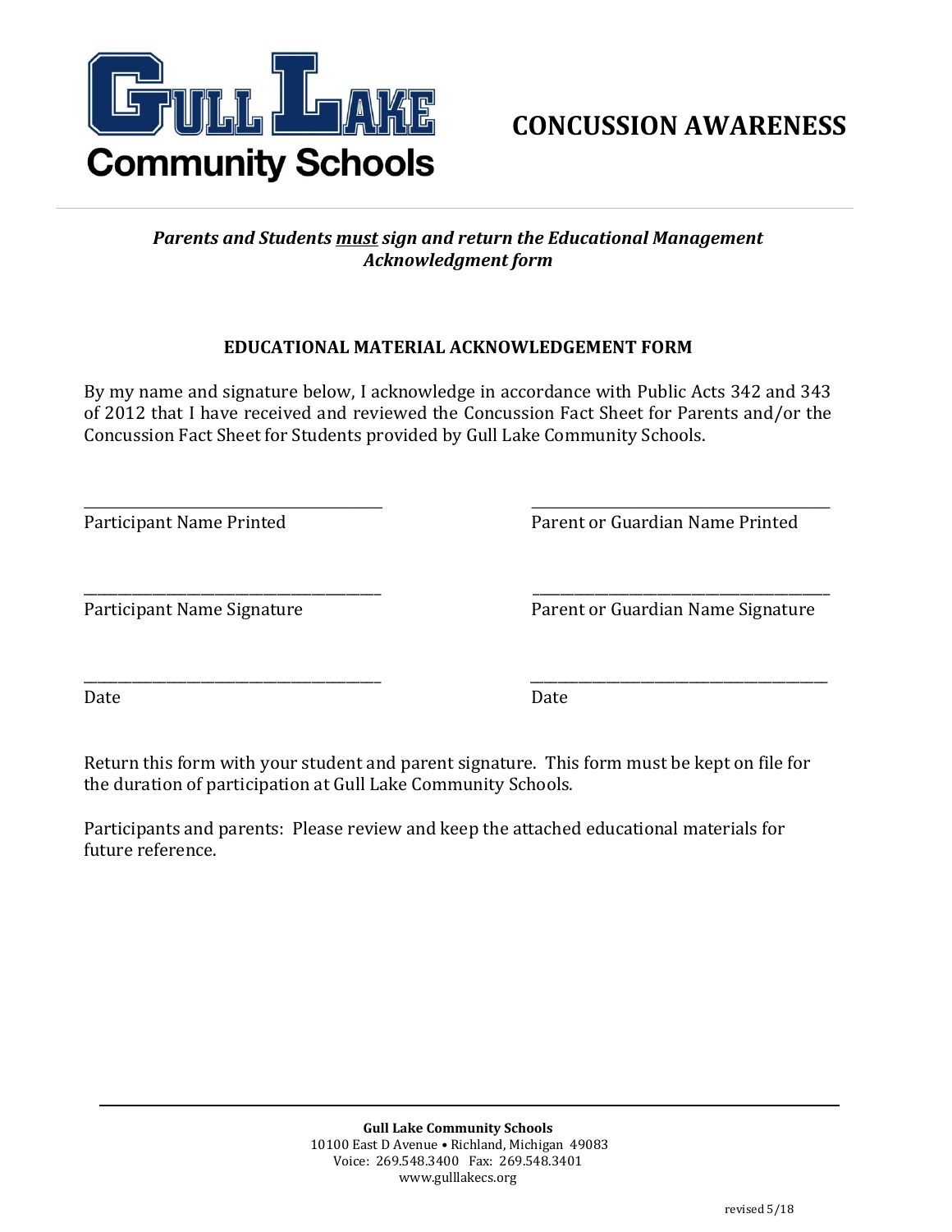**Gull Lake Community Schools**

# CONCUSSION AWARENESS

***Parents and Students must sign and return the Educational Management Acknowledgment form***

## EDUCATIONAL MATERIAL ACKNOWLEDGEMENT FORM

By my name and signature below, I acknowledge in accordance with Public Acts 342 and 343 of 2012 that I have received and reviewed the Concussion Fact Sheet for Parents and/or the Concussion Fact Sheet for Students provided by Gull Lake Community Schools.

| | |
|---|---|
| ______________________________ | ______________________________ |
| Participant Name Printed | Parent or Guardian Name Printed |
| ______________________________ | ______________________________ |
| Participant Name Signature | Parent or Guardian Name Signature |
| ______________________________ | ______________________________ |
| Date | Date |

Return this form with your student and parent signature. This form must be kept on file for the duration of participation at Gull Lake Community Schools.

Participants and parents: Please review and keep the attached educational materials for future reference.

**Gull Lake Community Schools**
10100 East D Avenue • Richland, Michigan 49083
Voice: 269.548.3400 Fax: 269.548.3401
www.gulllakecs.org

revised 5/18